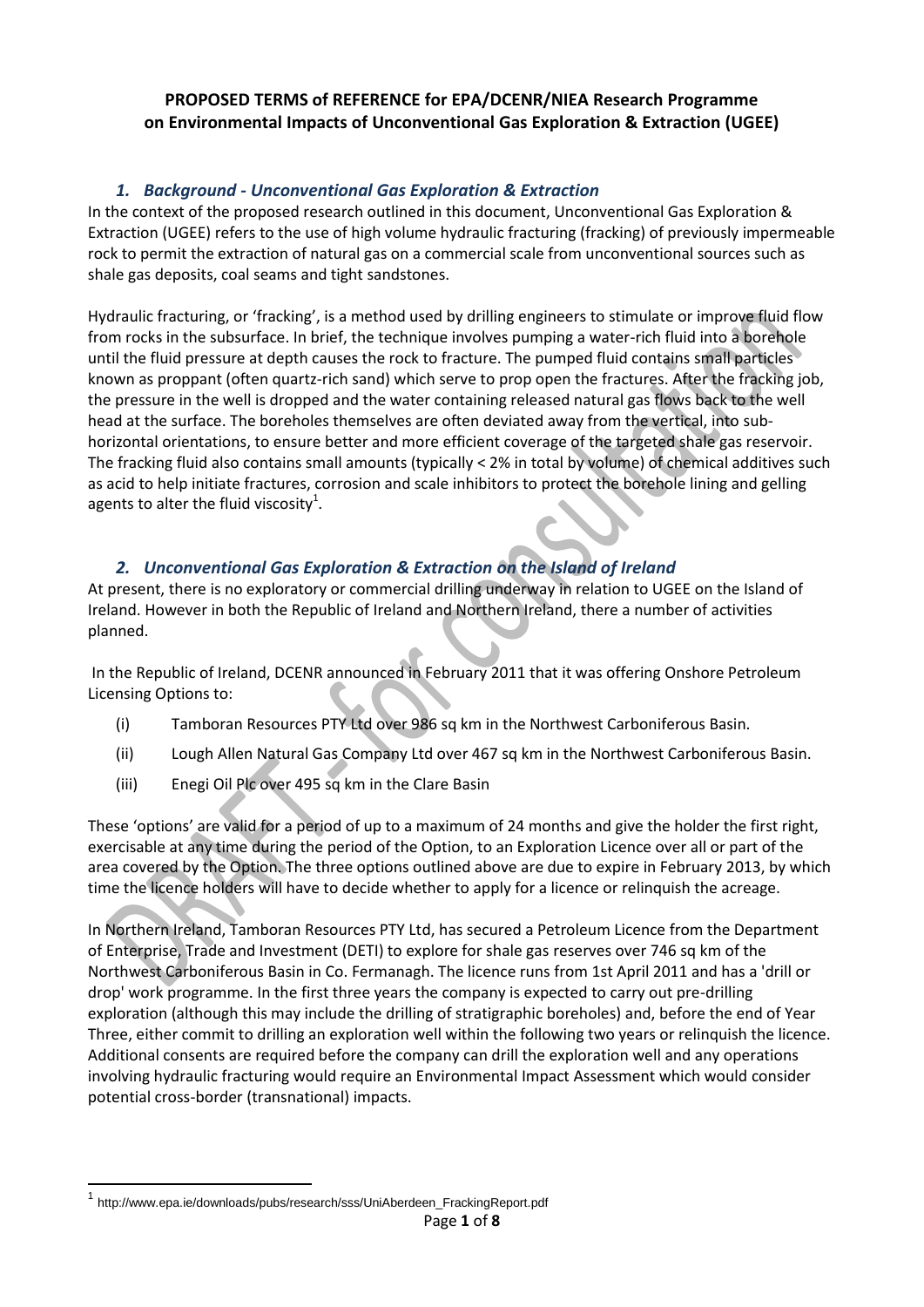**PROPOSED TERMS of REFERENCE for EPA/DCENR/NIEA Research Programme on Environmental Impacts of Unconventional Gas Exploration & Extraction (UGEE)**

## *1. Background - Unconventional Gas Exploration & Extraction*

In the context of the proposed research outlined in this document, Unconventional Gas Exploration & Extraction (UGEE) refers to the use of high volume hydraulic fracturing (fracking) of previously impermeable rock to permit the extraction of natural gas on a commercial scale from unconventional sources such as shale gas deposits, coal seams and tight sandstones.

Hydraulic fracturing, or 'fracking', is a method used by drilling engineers to stimulate or improve fluid flow from rocks in the subsurface. In brief, the technique involves pumping a water-rich fluid into a borehole until the fluid pressure at depth causes the rock to fracture. The pumped fluid contains small particles known as proppant (often quartz-rich sand) which serve to prop open the fractures. After the fracking job, the pressure in the well is dropped and the water containing released natural gas flows back to the well head at the surface. The boreholes themselves are often deviated away from the vertical, into sub-horizontal orientations, to ensure better and more efficient coverage of the targeted shale gas reservoir. The fracking fluid also contains small amounts (typically < 2% in total by volume) of chemical additives such as acid to help initiate fractures, corrosion and scale inhibitors to protect the borehole lining and gelling agents to alter the fluid viscosity[1].

## *2. Unconventional Gas Exploration & Extraction on the Island of Ireland*

At present, there is no exploratory or commercial drilling underway in relation to UGEE on the Island of Ireland. However in both the Republic of Ireland and Northern Ireland, there a number of activities planned.

In the Republic of Ireland, DCENR announced in February 2011 that it was offering Onshore Petroleum Licensing Options to:

(i) Tamboran Resources PTY Ltd over 986 sq km in the Northwest Carboniferous Basin.

(ii) Lough Allen Natural Gas Company Ltd over 467 sq km in the Northwest Carboniferous Basin.

(iii) Enegi Oil Plc over 495 sq km in the Clare Basin

These 'options' are valid for a period of up to a maximum of 24 months and give the holder the first right, exercisable at any time during the period of the Option, to an Exploration Licence over all or part of the area covered by the Option. The three options outlined above are due to expire in February 2013, by which time the licence holders will have to decide whether to apply for a licence or relinquish the acreage.

In Northern Ireland, Tamboran Resources PTY Ltd, has secured a Petroleum Licence from the Department of Enterprise, Trade and Investment (DETI) to explore for shale gas reserves over 746 sq km of the Northwest Carboniferous Basin in Co. Fermanagh. The licence runs from 1st April 2011 and has a 'drill or drop' work programme. In the first three years the company is expected to carry out pre-drilling exploration (although this may include the drilling of stratigraphic boreholes) and, before the end of Year Three, either commit to drilling an exploration well within the following two years or relinquish the licence. Additional consents are required before the company can drill the exploration well and any operations involving hydraulic fracturing would require an Environmental Impact Assessment which would consider potential cross-border (transnational) impacts.

[1] http://www.epa.ie/downloads/pubs/research/sss/UniAberdeen_FrackingReport.pdf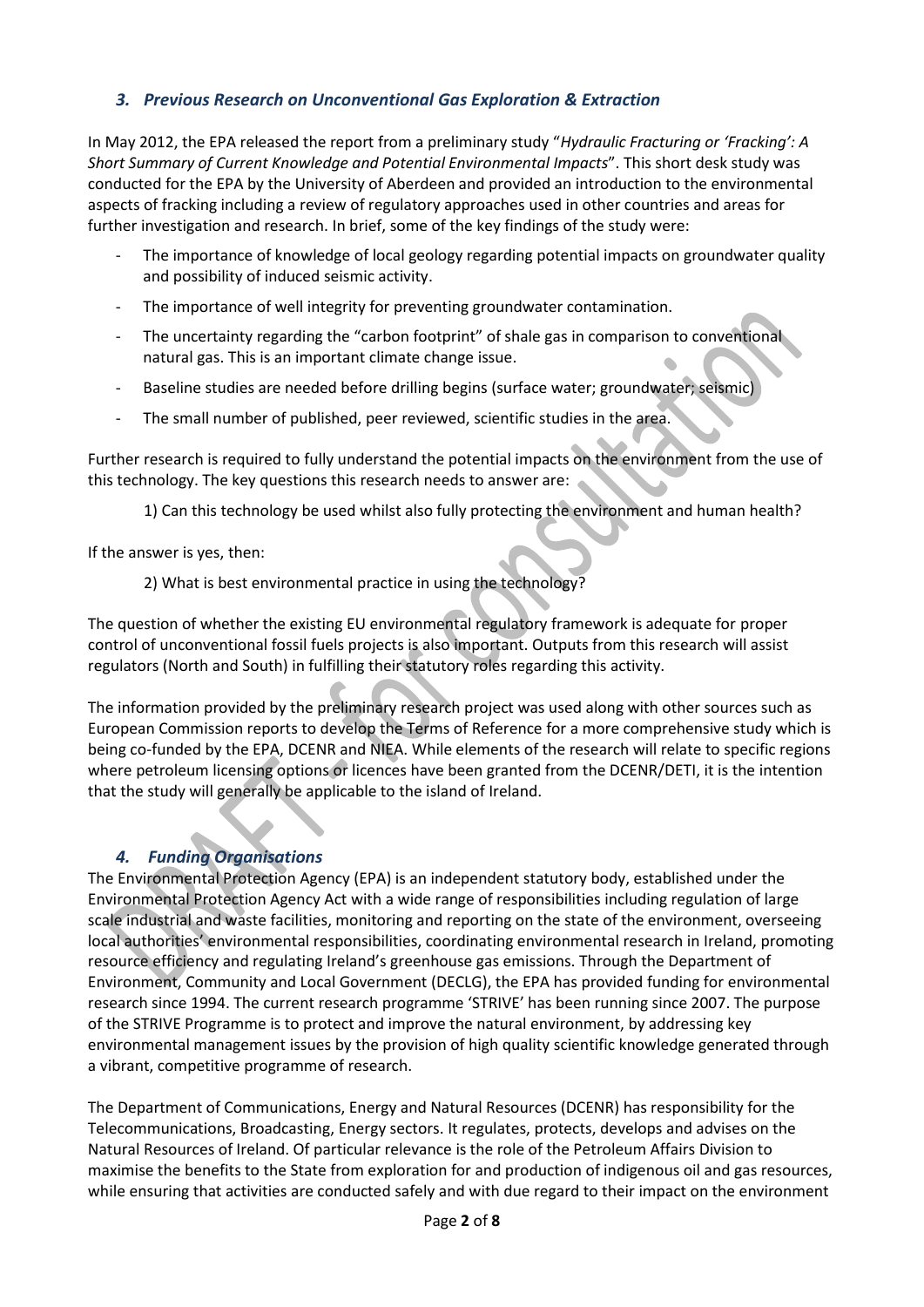### *3. Previous Research on Unconventional Gas Exploration & Extraction*

In May 2012, the EPA released the report from a preliminary study "*Hydraulic Fracturing or 'Fracking': A Short Summary of Current Knowledge and Potential Environmental Impacts*". This short desk study was conducted for the EPA by the University of Aberdeen and provided an introduction to the environmental aspects of fracking including a review of regulatory approaches used in other countries and areas for further investigation and research. In brief, some of the key findings of the study were:

- The importance of knowledge of local geology regarding potential impacts on groundwater quality and possibility of induced seismic activity.
- The importance of well integrity for preventing groundwater contamination.
- The uncertainty regarding the "carbon footprint" of shale gas in comparison to conventional natural gas. This is an important climate change issue.
- Baseline studies are needed before drilling begins (surface water; groundwater; seismic)
- The small number of published, peer reviewed, scientific studies in the area.

Further research is required to fully understand the potential impacts on the environment from the use of this technology. The key questions this research needs to answer are:

1) Can this technology be used whilst also fully protecting the environment and human health?

If the answer is yes, then:

2) What is best environmental practice in using the technology?

The question of whether the existing EU environmental regulatory framework is adequate for proper control of unconventional fossil fuels projects is also important. Outputs from this research will assist regulators (North and South) in fulfilling their statutory roles regarding this activity.

The information provided by the preliminary research project was used along with other sources such as European Commission reports to develop the Terms of Reference for a more comprehensive study which is being co-funded by the EPA, DCENR and NIEA. While elements of the research will relate to specific regions where petroleum licensing options or licences have been granted from the DCENR/DETI, it is the intention that the study will generally be applicable to the island of Ireland.

### *4. Funding Organisations*

The Environmental Protection Agency (EPA) is an independent statutory body, established under the Environmental Protection Agency Act with a wide range of responsibilities including regulation of large scale industrial and waste facilities, monitoring and reporting on the state of the environment, overseeing local authorities' environmental responsibilities, coordinating environmental research in Ireland, promoting resource efficiency and regulating Ireland's greenhouse gas emissions. Through the Department of Environment, Community and Local Government (DECLG), the EPA has provided funding for environmental research since 1994. The current research programme 'STRIVE' has been running since 2007. The purpose of the STRIVE Programme is to protect and improve the natural environment, by addressing key environmental management issues by the provision of high quality scientific knowledge generated through a vibrant, competitive programme of research.

The Department of Communications, Energy and Natural Resources (DCENR) has responsibility for the Telecommunications, Broadcasting, Energy sectors. It regulates, protects, develops and advises on the Natural Resources of Ireland. Of particular relevance is the role of the Petroleum Affairs Division to maximise the benefits to the State from exploration for and production of indigenous oil and gas resources, while ensuring that activities are conducted safely and with due regard to their impact on the environment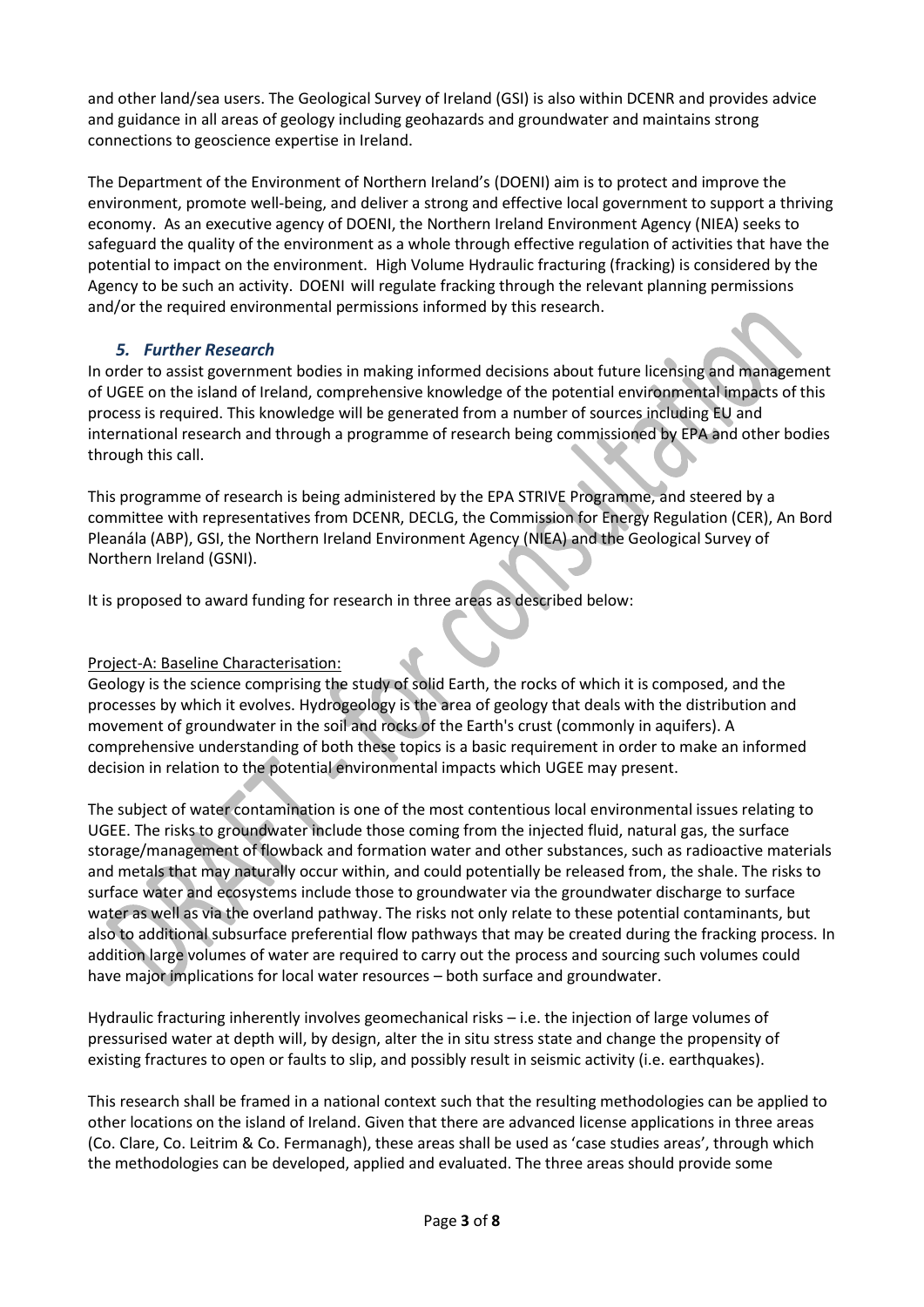and other land/sea users. The Geological Survey of Ireland (GSI) is also within DCENR and provides advice and guidance in all areas of geology including geohazards and groundwater and maintains strong connections to geoscience expertise in Ireland.

The Department of the Environment of Northern Ireland's (DOENI) aim is to protect and improve the environment, promote well-being, and deliver a strong and effective local government to support a thriving economy. As an executive agency of DOENI, the Northern Ireland Environment Agency (NIEA) seeks to safeguard the quality of the environment as a whole through effective regulation of activities that have the potential to impact on the environment. High Volume Hydraulic fracturing (fracking) is considered by the Agency to be such an activity. DOENI will regulate fracking through the relevant planning permissions and/or the required environmental permissions informed by this research.

## *5. Further Research*

In order to assist government bodies in making informed decisions about future licensing and management of UGEE on the island of Ireland, comprehensive knowledge of the potential environmental impacts of this process is required. This knowledge will be generated from a number of sources including EU and international research and through a programme of research being commissioned by EPA and other bodies through this call.

This programme of research is being administered by the EPA STRIVE Programme, and steered by a committee with representatives from DCENR, DECLG, the Commission for Energy Regulation (CER), An Bord Pleanála (ABP), GSI, the Northern Ireland Environment Agency (NIEA) and the Geological Survey of Northern Ireland (GSNI).

It is proposed to award funding for research in three areas as described below:

Project-A: Baseline Characterisation:

Geology is the science comprising the study of solid Earth, the rocks of which it is composed, and the processes by which it evolves. Hydrogeology is the area of geology that deals with the distribution and movement of groundwater in the soil and rocks of the Earth's crust (commonly in aquifers). A comprehensive understanding of both these topics is a basic requirement in order to make an informed decision in relation to the potential environmental impacts which UGEE may present.

The subject of water contamination is one of the most contentious local environmental issues relating to UGEE. The risks to groundwater include those coming from the injected fluid, natural gas, the surface storage/management of flowback and formation water and other substances, such as radioactive materials and metals that may naturally occur within, and could potentially be released from, the shale. The risks to surface water and ecosystems include those to groundwater via the groundwater discharge to surface water as well as via the overland pathway. The risks not only relate to these potential contaminants, but also to additional subsurface preferential flow pathways that may be created during the fracking process. In addition large volumes of water are required to carry out the process and sourcing such volumes could have major implications for local water resources – both surface and groundwater.

Hydraulic fracturing inherently involves geomechanical risks – i.e. the injection of large volumes of pressurised water at depth will, by design, alter the in situ stress state and change the propensity of existing fractures to open or faults to slip, and possibly result in seismic activity (i.e. earthquakes).

This research shall be framed in a national context such that the resulting methodologies can be applied to other locations on the island of Ireland. Given that there are advanced license applications in three areas (Co. Clare, Co. Leitrim & Co. Fermanagh), these areas shall be used as 'case studies areas', through which the methodologies can be developed, applied and evaluated. The three areas should provide some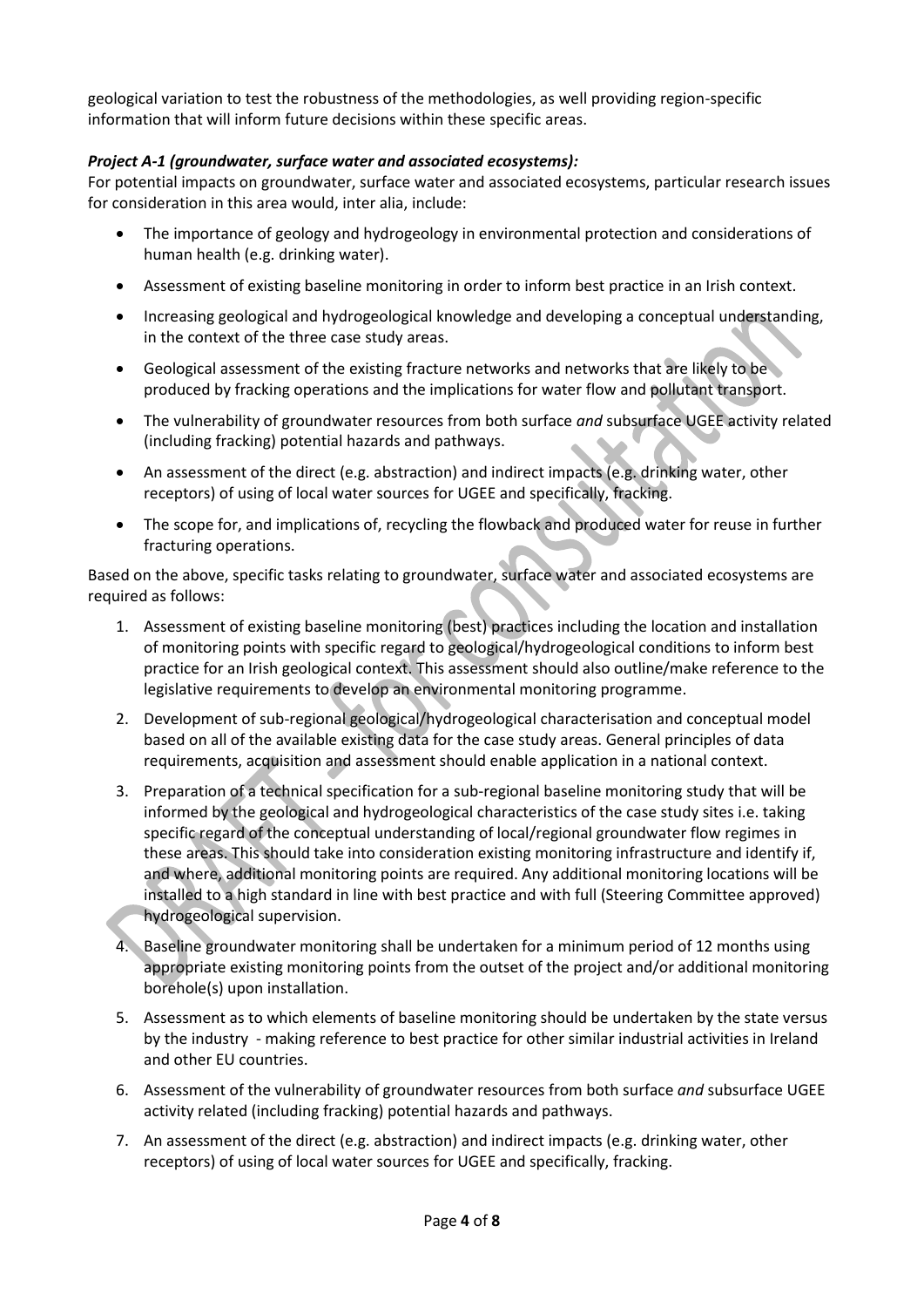geological variation to test the robustness of the methodologies, as well providing region-specific information that will inform future decisions within these specific areas.

***Project A-1 (groundwater, surface water and associated ecosystems):***

For potential impacts on groundwater, surface water and associated ecosystems, particular research issues for consideration in this area would, inter alia, include:

- The importance of geology and hydrogeology in environmental protection and considerations of human health (e.g. drinking water).
- Assessment of existing baseline monitoring in order to inform best practice in an Irish context.
- Increasing geological and hydrogeological knowledge and developing a conceptual understanding, in the context of the three case study areas.
- Geological assessment of the existing fracture networks and networks that are likely to be produced by fracking operations and the implications for water flow and pollutant transport.
- The vulnerability of groundwater resources from both surface *and* subsurface UGEE activity related (including fracking) potential hazards and pathways.
- An assessment of the direct (e.g. abstraction) and indirect impacts (e.g. drinking water, other receptors) of using of local water sources for UGEE and specifically, fracking.
- The scope for, and implications of, recycling the flowback and produced water for reuse in further fracturing operations.

Based on the above, specific tasks relating to groundwater, surface water and associated ecosystems are required as follows:

1. Assessment of existing baseline monitoring (best) practices including the location and installation of monitoring points with specific regard to geological/hydrogeological conditions to inform best practice for an Irish geological context. This assessment should also outline/make reference to the legislative requirements to develop an environmental monitoring programme.
2. Development of sub-regional geological/hydrogeological characterisation and conceptual model based on all of the available existing data for the case study areas. General principles of data requirements, acquisition and assessment should enable application in a national context.
3. Preparation of a technical specification for a sub-regional baseline monitoring study that will be informed by the geological and hydrogeological characteristics of the case study sites i.e. taking specific regard of the conceptual understanding of local/regional groundwater flow regimes in these areas. This should take into consideration existing monitoring infrastructure and identify if, and where, additional monitoring points are required. Any additional monitoring locations will be installed to a high standard in line with best practice and with full (Steering Committee approved) hydrogeological supervision.
4. Baseline groundwater monitoring shall be undertaken for a minimum period of 12 months using appropriate existing monitoring points from the outset of the project and/or additional monitoring borehole(s) upon installation.
5. Assessment as to which elements of baseline monitoring should be undertaken by the state versus by the industry - making reference to best practice for other similar industrial activities in Ireland and other EU countries.
6. Assessment of the vulnerability of groundwater resources from both surface *and* subsurface UGEE activity related (including fracking) potential hazards and pathways.
7. An assessment of the direct (e.g. abstraction) and indirect impacts (e.g. drinking water, other receptors) of using of local water sources for UGEE and specifically, fracking.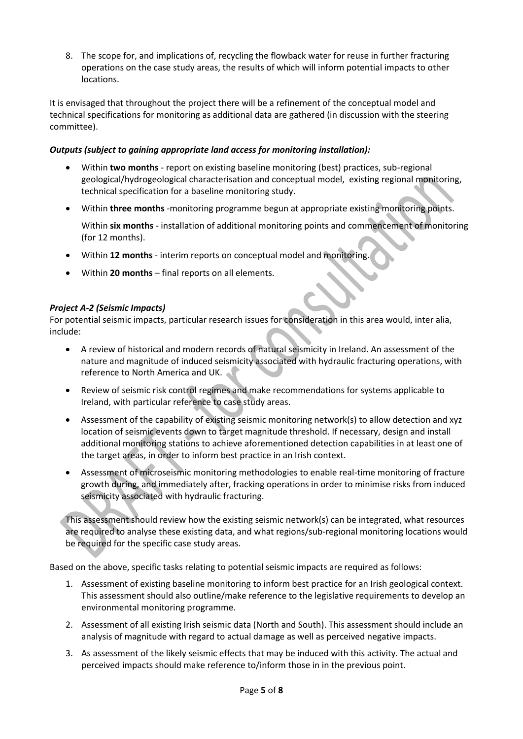8. The scope for, and implications of, recycling the flowback water for reuse in further fracturing operations on the case study areas, the results of which will inform potential impacts to other locations.

It is envisaged that throughout the project there will be a refinement of the conceptual model and technical specifications for monitoring as additional data are gathered (in discussion with the steering committee).

***Outputs (subject to gaining appropriate land access for monitoring installation):***

- Within **two months** - report on existing baseline monitoring (best) practices, sub-regional geological/hydrogeological characterisation and conceptual model, existing regional monitoring, technical specification for a baseline monitoring study.
- Within **three months** -monitoring programme begun at appropriate existing monitoring points.

  Within **six months** - installation of additional monitoring points and commencement of monitoring (for 12 months).
- Within **12 months** - interim reports on conceptual model and monitoring.
- Within **20 months** – final reports on all elements.

***Project A-2 (Seismic Impacts)***

For potential seismic impacts, particular research issues for consideration in this area would, inter alia, include:

- A review of historical and modern records of natural seismicity in Ireland. An assessment of the nature and magnitude of induced seismicity associated with hydraulic fracturing operations, with reference to North America and UK.
- Review of seismic risk control regimes and make recommendations for systems applicable to Ireland, with particular reference to case study areas.
- Assessment of the capability of existing seismic monitoring network(s) to allow detection and xyz location of seismic events down to target magnitude threshold. If necessary, design and install additional monitoring stations to achieve aforementioned detection capabilities in at least one of the target areas, in order to inform best practice in an Irish context.
- Assessment of microseismic monitoring methodologies to enable real-time monitoring of fracture growth during, and immediately after, fracking operations in order to minimise risks from induced seismicity associated with hydraulic fracturing.

This assessment should review how the existing seismic network(s) can be integrated, what resources are required to analyse these existing data, and what regions/sub-regional monitoring locations would be required for the specific case study areas.

Based on the above, specific tasks relating to potential seismic impacts are required as follows:

1. Assessment of existing baseline monitoring to inform best practice for an Irish geological context. This assessment should also outline/make reference to the legislative requirements to develop an environmental monitoring programme.
2. Assessment of all existing Irish seismic data (North and South). This assessment should include an analysis of magnitude with regard to actual damage as well as perceived negative impacts.
3. As assessment of the likely seismic effects that may be induced with this activity. The actual and perceived impacts should make reference to/inform those in in the previous point.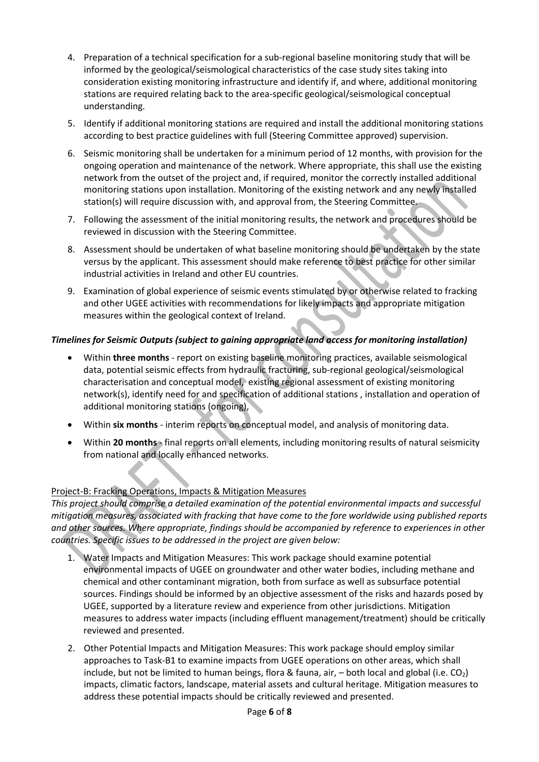4. Preparation of a technical specification for a sub-regional baseline monitoring study that will be informed by the geological/seismological characteristics of the case study sites taking into consideration existing monitoring infrastructure and identify if, and where, additional monitoring stations are required relating back to the area-specific geological/seismological conceptual understanding.
5. Identify if additional monitoring stations are required and install the additional monitoring stations according to best practice guidelines with full (Steering Committee approved) supervision.
6. Seismic monitoring shall be undertaken for a minimum period of 12 months, with provision for the ongoing operation and maintenance of the network. Where appropriate, this shall use the existing network from the outset of the project and, if required, monitor the correctly installed additional monitoring stations upon installation. Monitoring of the existing network and any newly installed station(s) will require discussion with, and approval from, the Steering Committee.
7. Following the assessment of the initial monitoring results, the network and procedures should be reviewed in discussion with the Steering Committee.
8. Assessment should be undertaken of what baseline monitoring should be undertaken by the state versus by the applicant. This assessment should make reference to best practice for other similar industrial activities in Ireland and other EU countries.
9. Examination of global experience of seismic events stimulated by or otherwise related to fracking and other UGEE activities with recommendations for likely impacts and appropriate mitigation measures within the geological context of Ireland.

***Timelines for Seismic Outputs (subject to gaining appropriate land access for monitoring installation)***

- Within **three months** - report on existing baseline monitoring practices, available seismological data, potential seismic effects from hydraulic fracturing, sub-regional geological/seismological characterisation and conceptual model, existing regional assessment of existing monitoring network(s), identify need for and specification of additional stations , installation and operation of additional monitoring stations (ongoing),
- Within **six months** - interim reports on conceptual model, and analysis of monitoring data.
- Within **20 months** - final reports on all elements, including monitoring results of natural seismicity from national and locally enhanced networks.

Project-B: Fracking Operations, Impacts & Mitigation Measures

*This project should comprise a detailed examination of the potential environmental impacts and successful mitigation measures, associated with fracking that have come to the fore worldwide using published reports and other sources. Where appropriate, findings should be accompanied by reference to experiences in other countries. Specific issues to be addressed in the project are given below:*

1. Water Impacts and Mitigation Measures: This work package should examine potential environmental impacts of UGEE on groundwater and other water bodies, including methane and chemical and other contaminant migration, both from surface as well as subsurface potential sources. Findings should be informed by an objective assessment of the risks and hazards posed by UGEE, supported by a literature review and experience from other jurisdictions. Mitigation measures to address water impacts (including effluent management/treatment) should be critically reviewed and presented.
2. Other Potential Impacts and Mitigation Measures: This work package should employ similar approaches to Task-B1 to examine impacts from UGEE operations on other areas, which shall include, but not be limited to human beings, flora & fauna, air, – both local and global (i.e. $CO_2$) impacts, climatic factors, landscape, material assets and cultural heritage. Mitigation measures to address these potential impacts should be critically reviewed and presented.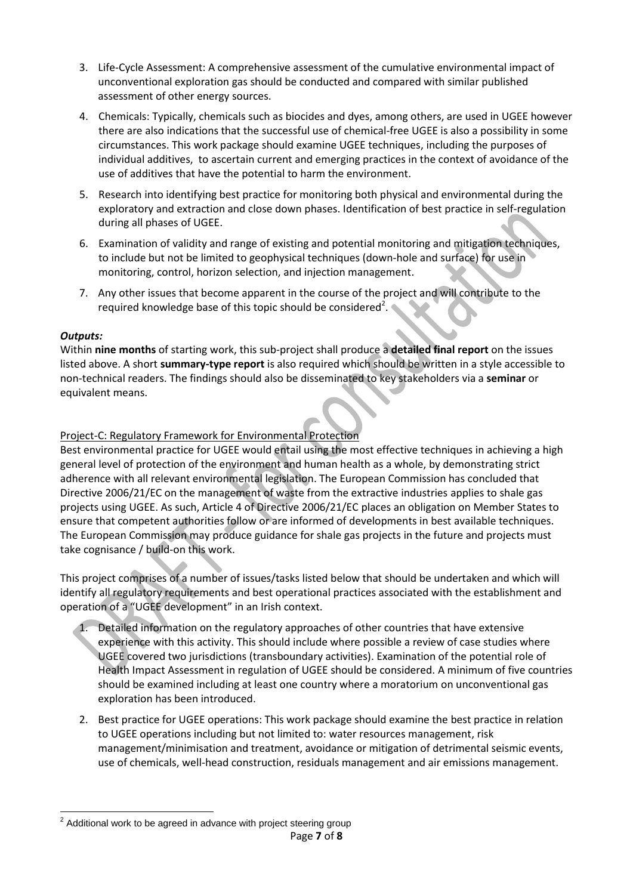3. Life-Cycle Assessment: A comprehensive assessment of the cumulative environmental impact of unconventional exploration gas should be conducted and compared with similar published assessment of other energy sources.

4. Chemicals: Typically, chemicals such as biocides and dyes, among others, are used in UGEE however there are also indications that the successful use of chemical-free UGEE is also a possibility in some circumstances. This work package should examine UGEE techniques, including the purposes of individual additives, to ascertain current and emerging practices in the context of avoidance of the use of additives that have the potential to harm the environment.

5. Research into identifying best practice for monitoring both physical and environmental during the exploratory and extraction and close down phases. Identification of best practice in self-regulation during all phases of UGEE.

6. Examination of validity and range of existing and potential monitoring and mitigation techniques, to include but not be limited to geophysical techniques (down-hole and surface) for use in monitoring, control, horizon selection, and injection management.

7. Any other issues that become apparent in the course of the project and will contribute to the required knowledge base of this topic should be considered[2].

***Outputs:***

Within **nine months** of starting work, this sub-project shall produce a **detailed final report** on the issues listed above. A short **summary-type report** is also required which should be written in a style accessible to non-technical readers. The findings should also be disseminated to key stakeholders via a **seminar** or equivalent means.

Project-C: Regulatory Framework for Environmental Protection

Best environmental practice for UGEE would entail using the most effective techniques in achieving a high general level of protection of the environment and human health as a whole, by demonstrating strict adherence with all relevant environmental legislation. The European Commission has concluded that Directive 2006/21/EC on the management of waste from the extractive industries applies to shale gas projects using UGEE. As such, Article 4 of Directive 2006/21/EC places an obligation on Member States to ensure that competent authorities follow or are informed of developments in best available techniques. The European Commission may produce guidance for shale gas projects in the future and projects must take cognisance / build-on this work.

This project comprises of a number of issues/tasks listed below that should be undertaken and which will identify all regulatory requirements and best operational practices associated with the establishment and operation of a "UGEE development" in an Irish context.

1. Detailed information on the regulatory approaches of other countries that have extensive experience with this activity. This should include where possible a review of case studies where UGEE covered two jurisdictions (transboundary activities). Examination of the potential role of Health Impact Assessment in regulation of UGEE should be considered. A minimum of five countries should be examined including at least one country where a moratorium on unconventional gas exploration has been introduced.

2. Best practice for UGEE operations: This work package should examine the best practice in relation to UGEE operations including but not limited to: water resources management, risk management/minimisation and treatment, avoidance or mitigation of detrimental seismic events, use of chemicals, well-head construction, residuals management and air emissions management.

[2] Additional work to be agreed in advance with project steering group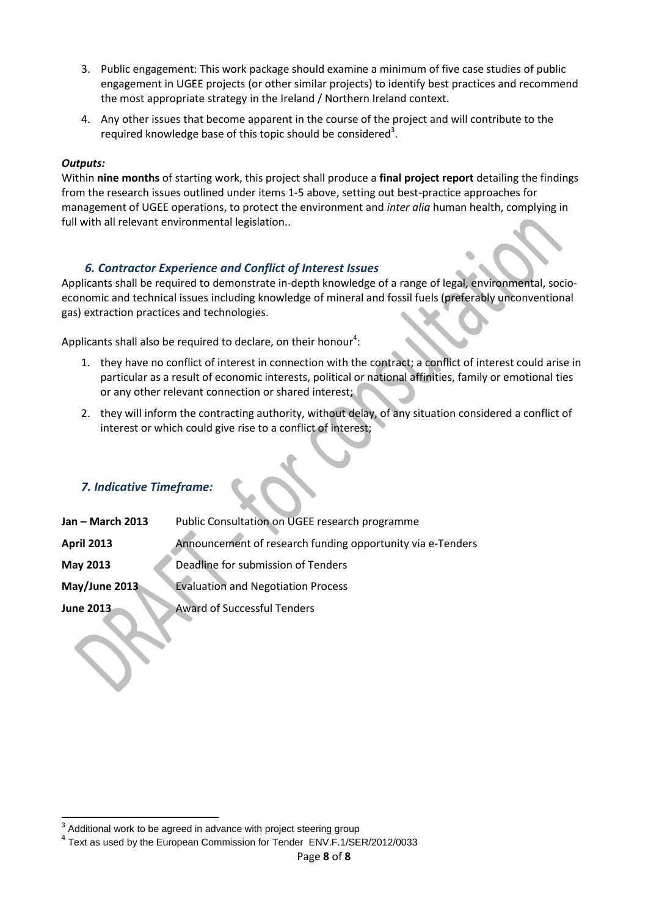3. Public engagement: This work package should examine a minimum of five case studies of public engagement in UGEE projects (or other similar projects) to identify best practices and recommend the most appropriate strategy in the Ireland / Northern Ireland context.
4. Any other issues that become apparent in the course of the project and will contribute to the required knowledge base of this topic should be considered[3].

***Outputs:***

Within **nine months** of starting work, this project shall produce a **final project report** detailing the findings from the research issues outlined under items 1-5 above, setting out best-practice approaches for management of UGEE operations, to protect the environment and *inter alia* human health, complying in full with all relevant environmental legislation..

### *6. Contractor Experience and Conflict of Interest Issues*

Applicants shall be required to demonstrate in-depth knowledge of a range of legal, environmental, socio-economic and technical issues including knowledge of mineral and fossil fuels (preferably unconventional gas) extraction practices and technologies.

Applicants shall also be required to declare, on their honour[4]:

1. they have no conflict of interest in connection with the contract; a conflict of interest could arise in particular as a result of economic interests, political or national affinities, family or emotional ties or any other relevant connection or shared interest;
2. they will inform the contracting authority, without delay, of any situation considered a conflict of interest or which could give rise to a conflict of interest;

### *7. Indicative Timeframe:*

| | |
|---|---|
| **Jan – March 2013** | Public Consultation on UGEE research programme |
| **April 2013** | Announcement of research funding opportunity via e-Tenders |
| **May 2013** | Deadline for submission of Tenders |
| **May/June 2013** | Evaluation and Negotiation Process |
| **June 2013** | Award of Successful Tenders |

[3] Additional work to be agreed in advance with project steering group

[4] Text as used by the European Commission for Tender ENV.F.1/SER/2012/0033